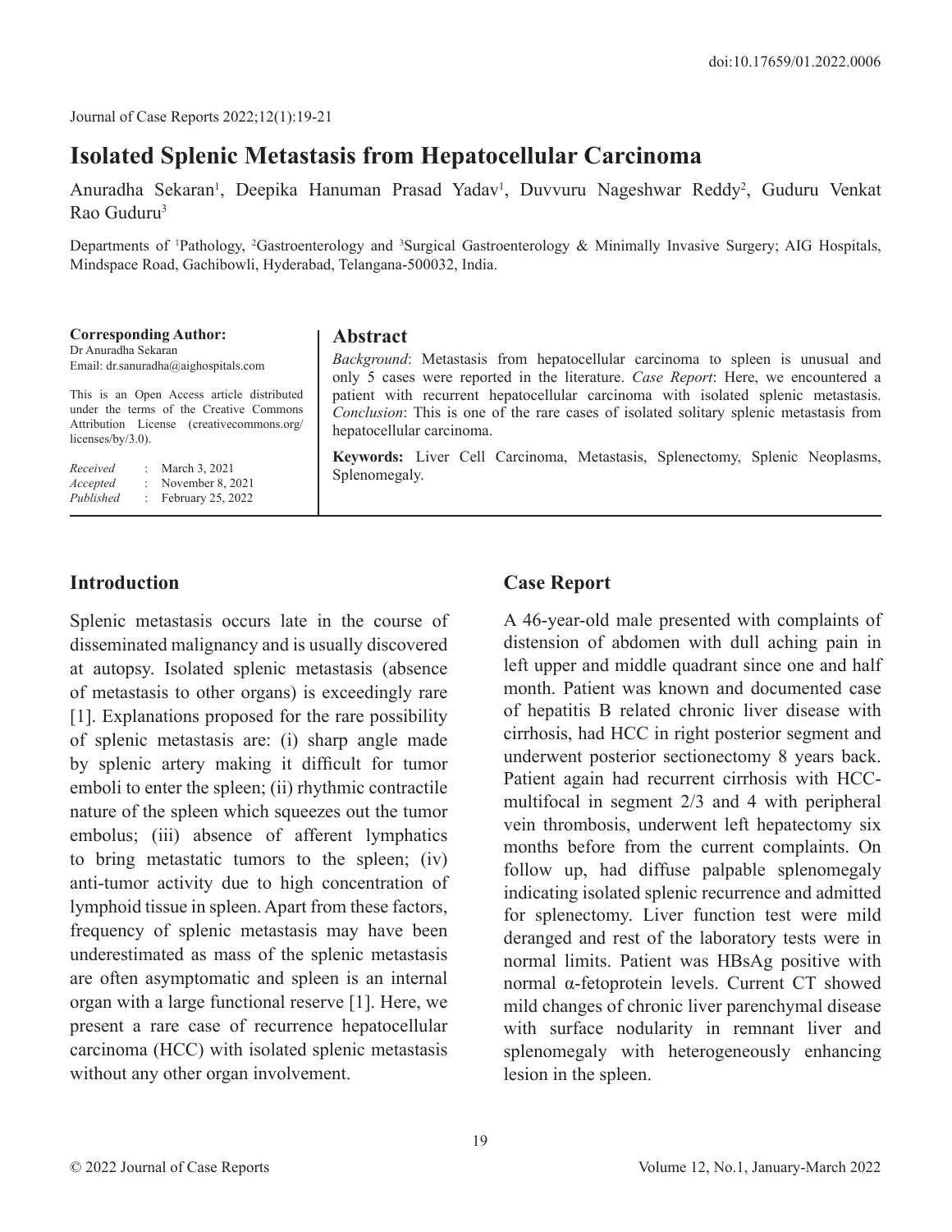doi:10.17659/01.2022.0006

# Isolated Splenic Metastasis from Hepatocellular Carcinoma

Anuradha Sekaran[1], Deepika Hanuman Prasad Yadav[1], Duvvuru Nageshwar Reddy[2], Guduru Venkat Rao Guduru[3]

Departments of [1]Pathology, [2]Gastroenterology and [3]Surgical Gastroenterology & Minimally Invasive Surgery; AIG Hospitals, Mindspace Road, Gachibowli, Hyderabad, Telangana-500032, India.

**Corresponding Author:**
Dr Anuradha Sekaran
Email: dr.sanuradha@aighospitals.com

This is an Open Access article distributed under the terms of the Creative Commons Attribution License (creativecommons.org/licenses/by/3.0).

*Received* : March 3, 2021
*Accepted* : November 8, 2021
*Published* : February 25, 2022

## Abstract

*Background*: Metastasis from hepatocellular carcinoma to spleen is unusual and only 5 cases were reported in the literature. *Case Report*: Here, we encountered a patient with recurrent hepatocellular carcinoma with isolated splenic metastasis. *Conclusion*: This is one of the rare cases of isolated solitary splenic metastasis from hepatocellular carcinoma.

**Keywords:** Liver Cell Carcinoma, Metastasis, Splenectomy, Splenic Neoplasms, Splenomegaly.

## Introduction

Splenic metastasis occurs late in the course of disseminated malignancy and is usually discovered at autopsy. Isolated splenic metastasis (absence of metastasis to other organs) is exceedingly rare [1]. Explanations proposed for the rare possibility of splenic metastasis are: (i) sharp angle made by splenic artery making it difficult for tumor emboli to enter the spleen; (ii) rhythmic contractile nature of the spleen which squeezes out the tumor embolus; (iii) absence of afferent lymphatics to bring metastatic tumors to the spleen; (iv) anti-tumor activity due to high concentration of lymphoid tissue in spleen. Apart from these factors, frequency of splenic metastasis may have been underestimated as mass of the splenic metastasis are often asymptomatic and spleen is an internal organ with a large functional reserve [1]. Here, we present a rare case of recurrence hepatocellular carcinoma (HCC) with isolated splenic metastasis without any other organ involvement.

## Case Report

A 46-year-old male presented with complaints of distension of abdomen with dull aching pain in left upper and middle quadrant since one and half month. Patient was known and documented case of hepatitis B related chronic liver disease with cirrhosis, had HCC in right posterior segment and underwent posterior sectionectomy 8 years back. Patient again had recurrent cirrhosis with HCC-multifocal in segment 2/3 and 4 with peripheral vein thrombosis, underwent left hepatectomy six months before from the current complaints. On follow up, had diffuse palpable splenomegaly indicating isolated splenic recurrence and admitted for splenectomy. Liver function test were mild deranged and rest of the laboratory tests were in normal limits. Patient was HBsAg positive with normal α-fetoprotein levels. Current CT showed mild changes of chronic liver parenchymal disease with surface nodularity in remnant liver and splenomegaly with heterogeneously enhancing lesion in the spleen.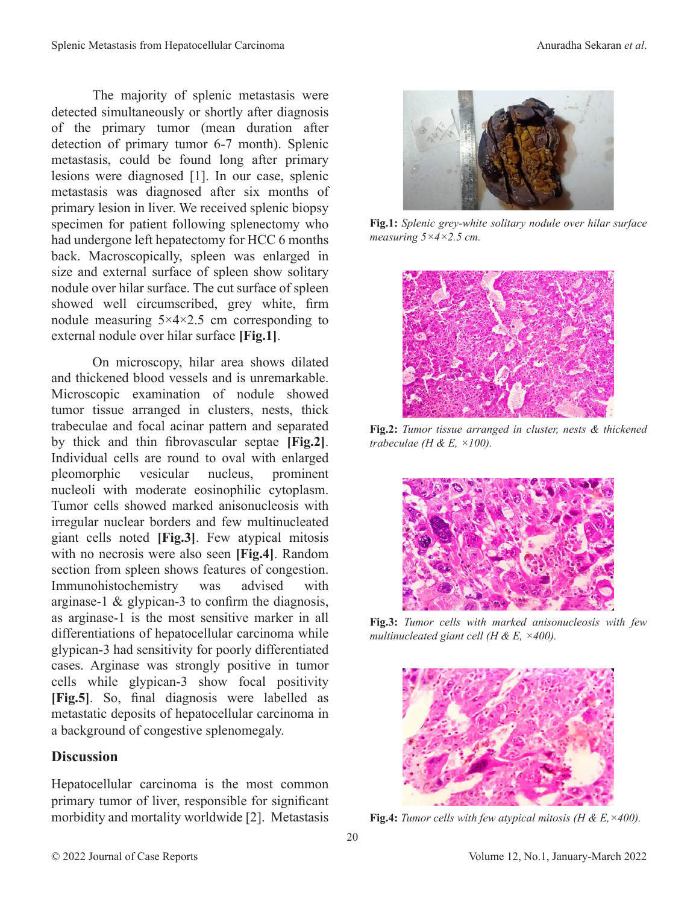The majority of splenic metastasis were detected simultaneously or shortly after diagnosis of the primary tumor (mean duration after detection of primary tumor 6-7 month). Splenic metastasis, could be found long after primary lesions were diagnosed [1]. In our case, splenic metastasis was diagnosed after six months of primary lesion in liver. We received splenic biopsy specimen for patient following splenectomy who had undergone left hepatectomy for HCC 6 months back. Macroscopically, spleen was enlarged in size and external surface of spleen show solitary nodule over hilar surface. The cut surface of spleen showed well circumscribed, grey white, firm nodule measuring 5×4×2.5 cm corresponding to external nodule over hilar surface **[Fig.1]**.

On microscopy, hilar area shows dilated and thickened blood vessels and is unremarkable. Microscopic examination of nodule showed tumor tissue arranged in clusters, nests, thick trabeculae and focal acinar pattern and separated by thick and thin fibrovascular septae **[Fig.2]**. Individual cells are round to oval with enlarged pleomorphic vesicular nucleus, prominent nucleoli with moderate eosinophilic cytoplasm. Tumor cells showed marked anisonucleosis with irregular nuclear borders and few multinucleated giant cells noted **[Fig.3]**. Few atypical mitosis with no necrosis were also seen **[Fig.4]**. Random section from spleen shows features of congestion. Immunohistochemistry was advised with arginase-1 & glypican-3 to confirm the diagnosis, as arginase-1 is the most sensitive marker in all differentiations of hepatocellular carcinoma while glypican-3 had sensitivity for poorly differentiated cases. Arginase was strongly positive in tumor cells while glypican-3 show focal positivity **[Fig.5]**. So, final diagnosis were labelled as metastatic deposits of hepatocellular carcinoma in a background of congestive splenomegaly.

**Fig.1:** *Splenic grey-white solitary nodule over hilar surface measuring 5×4×2.5 cm.*

**Fig.2:** *Tumor tissue arranged in cluster, nests & thickened trabeculae (H & E, ×100).*

**Fig.3:** *Tumor cells with marked anisonucleosis with few multinucleated giant cell (H & E, ×400).*

**Fig.4:** *Tumor cells with few atypical mitosis (H & E,×400).*

## Discussion

Hepatocellular carcinoma is the most common primary tumor of liver, responsible for significant morbidity and mortality worldwide [2]. Metastasis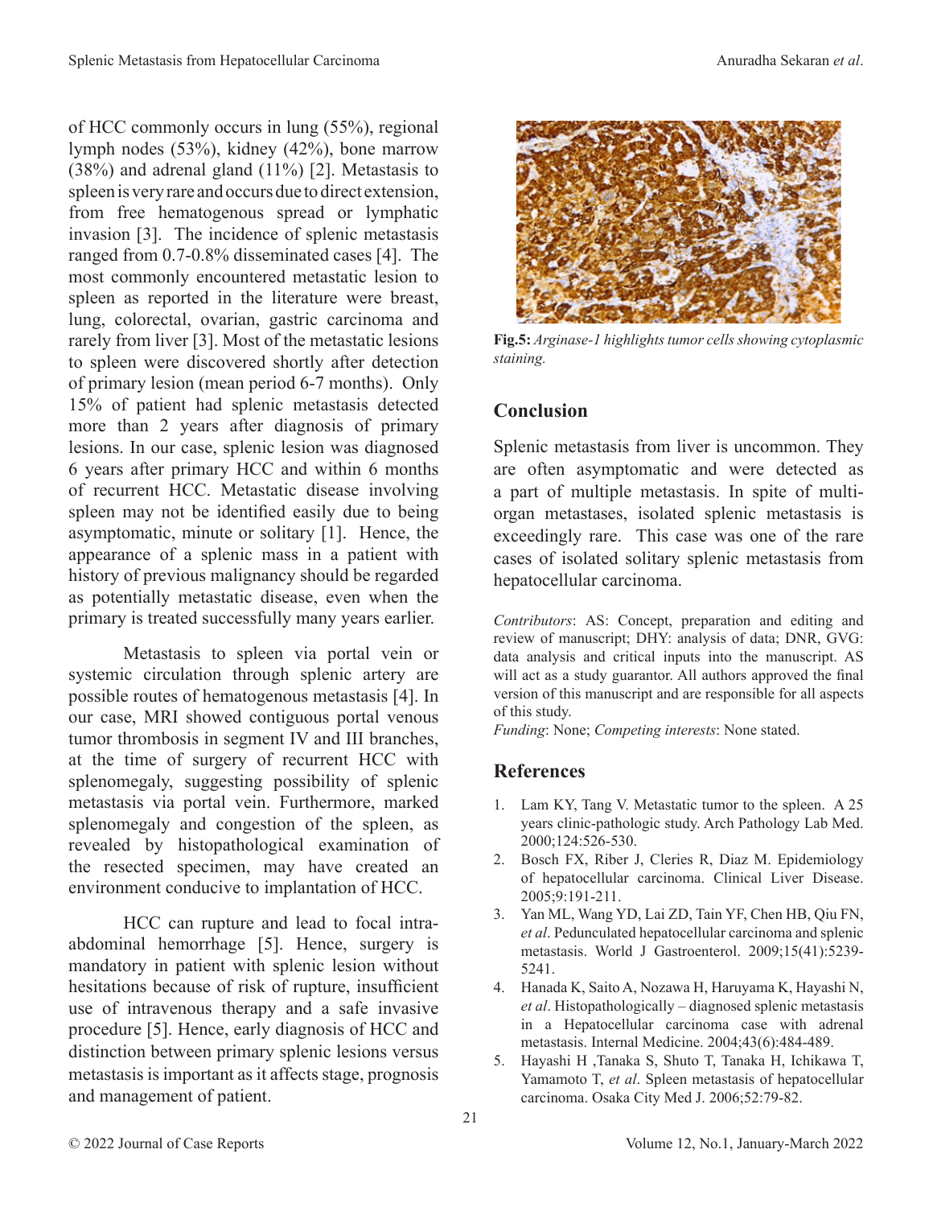of HCC commonly occurs in lung (55%), regional lymph nodes (53%), kidney (42%), bone marrow (38%) and adrenal gland (11%) [2]. Metastasis to spleen is very rare and occurs due to direct extension, from free hematogenous spread or lymphatic invasion [3]. The incidence of splenic metastasis ranged from 0.7-0.8% disseminated cases [4]. The most commonly encountered metastatic lesion to spleen as reported in the literature were breast, lung, colorectal, ovarian, gastric carcinoma and rarely from liver [3]. Most of the metastatic lesions to spleen were discovered shortly after detection of primary lesion (mean period 6-7 months). Only 15% of patient had splenic metastasis detected more than 2 years after diagnosis of primary lesions. In our case, splenic lesion was diagnosed 6 years after primary HCC and within 6 months of recurrent HCC. Metastatic disease involving spleen may not be identified easily due to being asymptomatic, minute or solitary [1]. Hence, the appearance of a splenic mass in a patient with history of previous malignancy should be regarded as potentially metastatic disease, even when the primary is treated successfully many years earlier.

Metastasis to spleen via portal vein or systemic circulation through splenic artery are possible routes of hematogenous metastasis [4]. In our case, MRI showed contiguous portal venous tumor thrombosis in segment IV and III branches, at the time of surgery of recurrent HCC with splenomegaly, suggesting possibility of splenic metastasis via portal vein. Furthermore, marked splenomegaly and congestion of the spleen, as revealed by histopathological examination of the resected specimen, may have created an environment conducive to implantation of HCC.

HCC can rupture and lead to focal intra-abdominal hemorrhage [5]. Hence, surgery is mandatory in patient with splenic lesion without hesitations because of risk of rupture, insufficient use of intravenous therapy and a safe invasive procedure [5]. Hence, early diagnosis of HCC and distinction between primary splenic lesions versus metastasis is important as it affects stage, prognosis and management of patient.

**Fig.5:** *Arginase-1 highlights tumor cells showing cytoplasmic staining.*

## Conclusion

Splenic metastasis from liver is uncommon. They are often asymptomatic and were detected as a part of multiple metastasis. In spite of multi-organ metastases, isolated splenic metastasis is exceedingly rare. This case was one of the rare cases of isolated solitary splenic metastasis from hepatocellular carcinoma.

*Contributors*: AS: Concept, preparation and editing and review of manuscript; DHY: analysis of data; DNR, GVG: data analysis and critical inputs into the manuscript. AS will act as a study guarantor. All authors approved the final version of this manuscript and are responsible for all aspects of this study.
*Funding*: None; *Competing interests*: None stated.

## References

1. Lam KY, Tang V. Metastatic tumor to the spleen. A 25 years clinic-pathologic study. Arch Pathology Lab Med. 2000;124:526-530.
2. Bosch FX, Riber J, Cleries R, Diaz M. Epidemiology of hepatocellular carcinoma. Clinical Liver Disease. 2005;9:191-211.
3. Yan ML, Wang YD, Lai ZD, Tain YF, Chen HB, Qiu FN, *et al*. Pedunculated hepatocellular carcinoma and splenic metastasis. World J Gastroenterol. 2009;15(41):5239-5241.
4. Hanada K, Saito A, Nozawa H, Haruyama K, Hayashi N, *et al*. Histopathologically – diagnosed splenic metastasis in a Hepatocellular carcinoma case with adrenal metastasis. Internal Medicine. 2004;43(6):484-489.
5. Hayashi H ,Tanaka S, Shuto T, Tanaka H, Ichikawa T, Yamamoto T, *et al*. Spleen metastasis of hepatocellular carcinoma. Osaka City Med J. 2006;52:79-82.